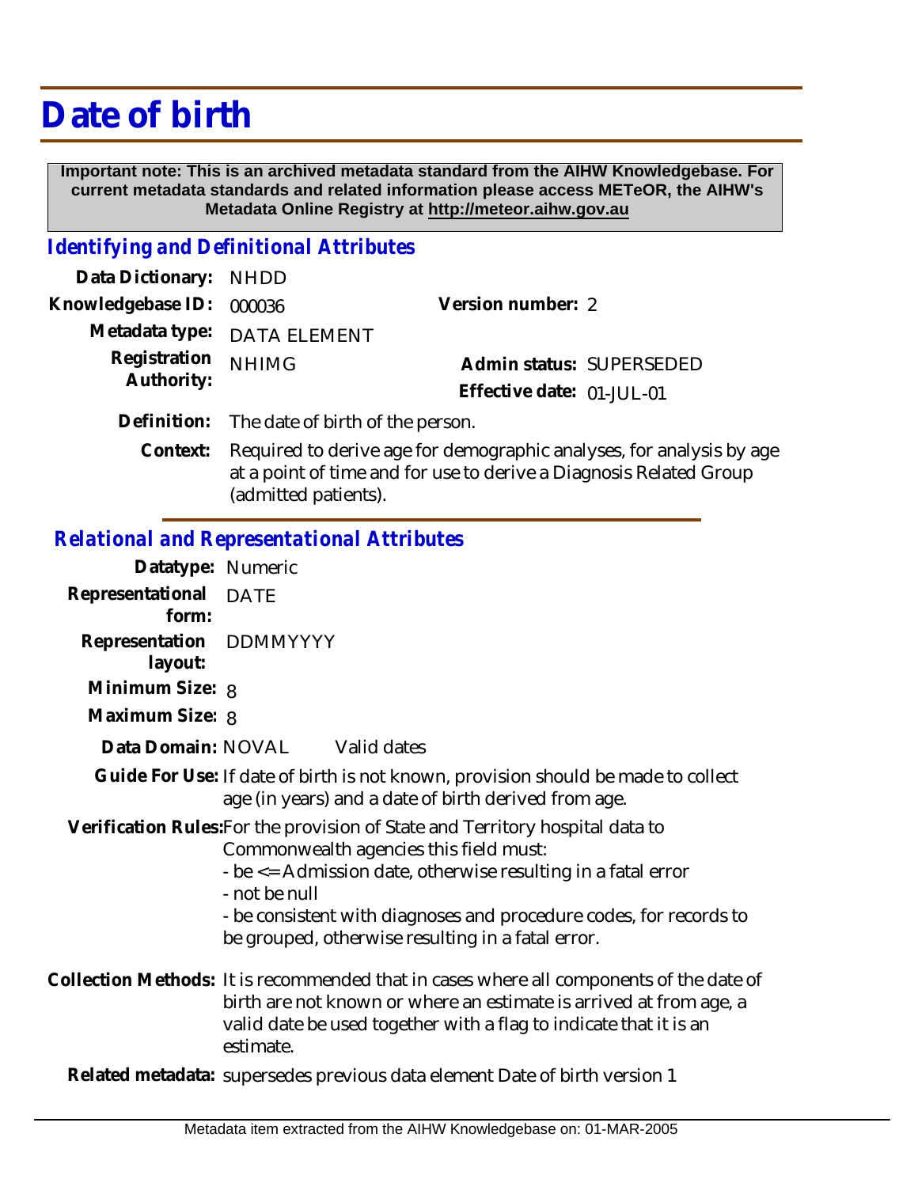# Date of birth

**Important note: This is an archived metadata standard from the AIHW Knowledgebase. For current metadata standards and related information please access METeOR, the AIHW's Metadata Online Registry at http://meteor.aihw.gov.au**

## *Identifying and Definitional Attributes*

**Data Dictionary:** NHDD

**Knowledgebase ID:** 000036

**Version number:** 2

**Metadata type:** DATA ELEMENT

**Registration Authority:** NHIMG

**Admin status:** SUPERSEDED

**Effective date:** 01-JUL-01

**Definition:** The date of birth of the person.

**Context:** Required to derive age for demographic analyses, for analysis by age at a point of time and for use to derive a Diagnosis Related Group (admitted patients).

## *Relational and Representational Attributes*

**Datatype:** Numeric

**Representational form:** DATE

**Representation layout:** DDMMYYYY

**Minimum Size:** 8

**Maximum Size:** 8

**Data Domain:** NOVAL Valid dates

**Guide For Use:** If date of birth is not known, provision should be made to collect age (in years) and a date of birth derived from age.

**Verification Rules:** For the provision of State and Territory hospital data to Commonwealth agencies this field must:
- be <= Admission date, otherwise resulting in a fatal error
- not be null
- be consistent with diagnoses and procedure codes, for records to be grouped, otherwise resulting in a fatal error.

**Collection Methods:** It is recommended that in cases where all components of the date of birth are not known or where an estimate is arrived at from age, a valid date be used together with a flag to indicate that it is an estimate.

**Related metadata:** supersedes previous data element Date of birth version 1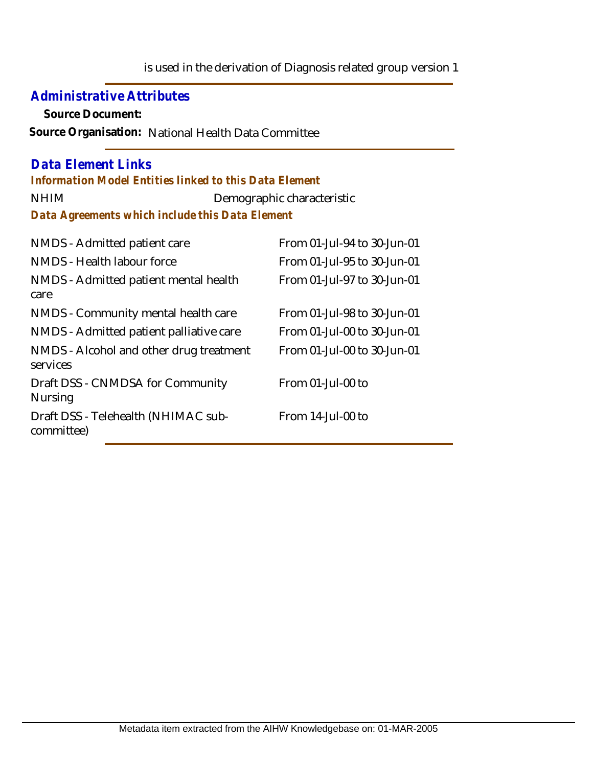is used in the derivation of Diagnosis related group version 1

## Administrative Attributes

**Source Document:**

**Source Organisation:** National Health Data Committee

## Data Element Links

### *Information Model Entities linked to this Data Element*

| | |
|---|---|
| NHIM | Demographic characteristic |

### *Data Agreements which include this Data Element*

| | |
|---|---|
| NMDS - Admitted patient care | From 01-Jul-94 to 30-Jun-01 |
| NMDS - Health labour force | From 01-Jul-95 to 30-Jun-01 |
| NMDS - Admitted patient mental health care | From 01-Jul-97 to 30-Jun-01 |
| NMDS - Community mental health care | From 01-Jul-98 to 30-Jun-01 |
| NMDS - Admitted patient palliative care | From 01-Jul-00 to 30-Jun-01 |
| NMDS - Alcohol and other drug treatment services | From 01-Jul-00 to 30-Jun-01 |
| Draft DSS - CNMDSA for Community Nursing | From 01-Jul-00 to |
| Draft DSS - Telehealth (NHIMAC sub-committee) | From 14-Jul-00 to |

Metadata item extracted from the AIHW Knowledgebase on: 01-MAR-2005